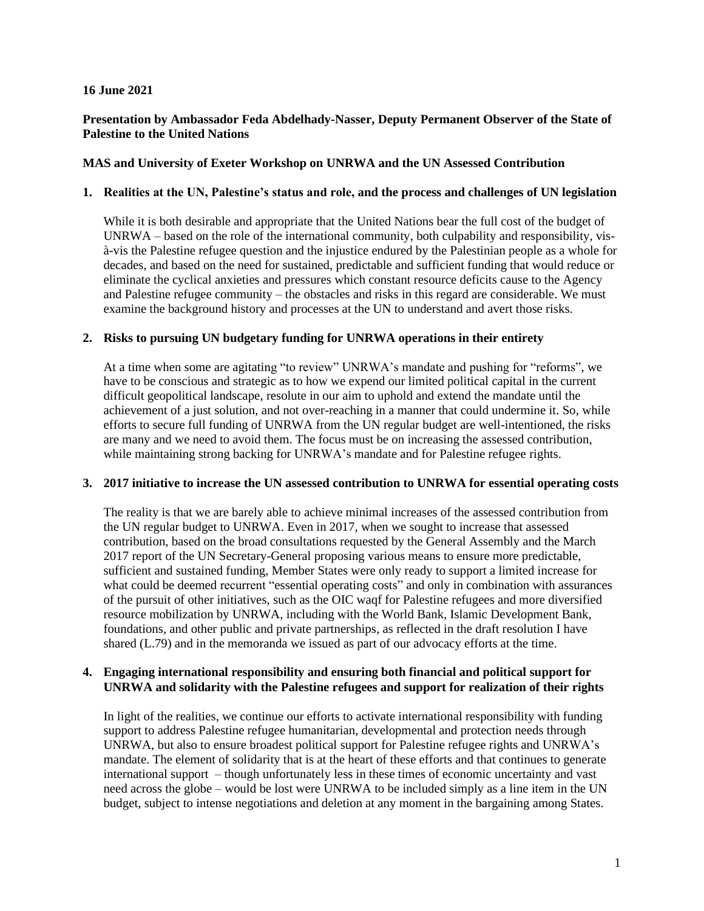**16 June 2021**

**Presentation by Ambassador Feda Abdelhady-Nasser, Deputy Permanent Observer of the State of Palestine to the United Nations**

**MAS and University of Exeter Workshop on UNRWA and the UN Assessed Contribution**

## 1. Realities at the UN, Palestine's status and role, and the process and challenges of UN legislation

While it is both desirable and appropriate that the United Nations bear the full cost of the budget of UNRWA – based on the role of the international community, both culpability and responsibility, vis-à-vis the Palestine refugee question and the injustice endured by the Palestinian people as a whole for decades, and based on the need for sustained, predictable and sufficient funding that would reduce or eliminate the cyclical anxieties and pressures which constant resource deficits cause to the Agency and Palestine refugee community – the obstacles and risks in this regard are considerable. We must examine the background history and processes at the UN to understand and avert those risks.

## 2. Risks to pursuing UN budgetary funding for UNRWA operations in their entirety

At a time when some are agitating "to review" UNRWA's mandate and pushing for "reforms", we have to be conscious and strategic as to how we expend our limited political capital in the current difficult geopolitical landscape, resolute in our aim to uphold and extend the mandate until the achievement of a just solution, and not over-reaching in a manner that could undermine it. So, while efforts to secure full funding of UNRWA from the UN regular budget are well-intentioned, the risks are many and we need to avoid them. The focus must be on increasing the assessed contribution, while maintaining strong backing for UNRWA's mandate and for Palestine refugee rights.

## 3. 2017 initiative to increase the UN assessed contribution to UNRWA for essential operating costs

The reality is that we are barely able to achieve minimal increases of the assessed contribution from the UN regular budget to UNRWA. Even in 2017, when we sought to increase that assessed contribution, based on the broad consultations requested by the General Assembly and the March 2017 report of the UN Secretary-General proposing various means to ensure more predictable, sufficient and sustained funding, Member States were only ready to support a limited increase for what could be deemed recurrent "essential operating costs" and only in combination with assurances of the pursuit of other initiatives, such as the OIC waqf for Palestine refugees and more diversified resource mobilization by UNRWA, including with the World Bank, Islamic Development Bank, foundations, and other public and private partnerships, as reflected in the draft resolution I have shared (L.79) and in the memoranda we issued as part of our advocacy efforts at the time.

## 4. Engaging international responsibility and ensuring both financial and political support for UNRWA and solidarity with the Palestine refugees and support for realization of their rights

In light of the realities, we continue our efforts to activate international responsibility with funding support to address Palestine refugee humanitarian, developmental and protection needs through UNRWA, but also to ensure broadest political support for Palestine refugee rights and UNRWA's mandate. The element of solidarity that is at the heart of these efforts and that continues to generate international support – though unfortunately less in these times of economic uncertainty and vast need across the globe – would be lost were UNRWA to be included simply as a line item in the UN budget, subject to intense negotiations and deletion at any moment in the bargaining among States.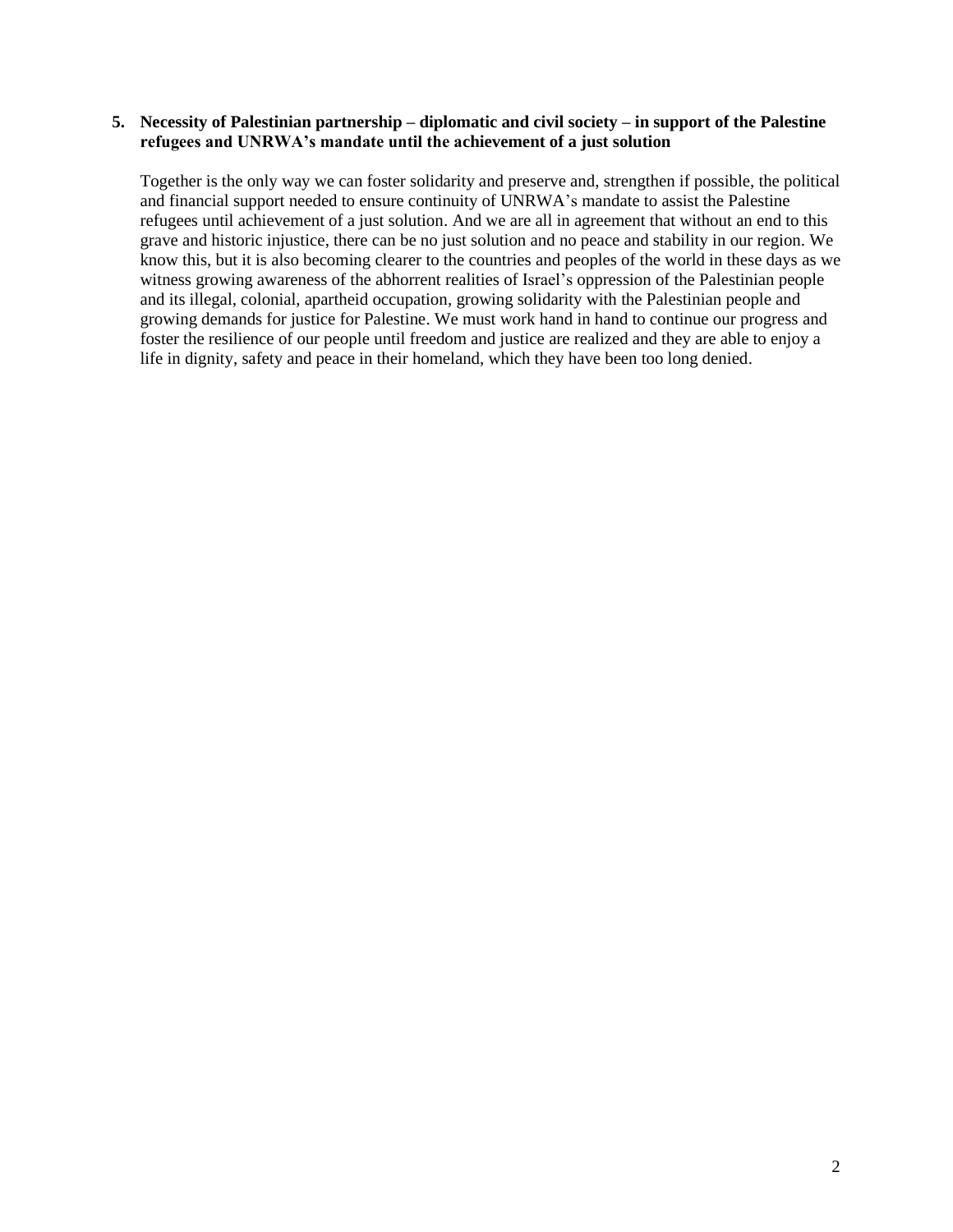**5. Necessity of Palestinian partnership – diplomatic and civil society – in support of the Palestine refugees and UNRWA's mandate until the achievement of a just solution**

Together is the only way we can foster solidarity and preserve and, strengthen if possible, the political and financial support needed to ensure continuity of UNRWA's mandate to assist the Palestine refugees until achievement of a just solution. And we are all in agreement that without an end to this grave and historic injustice, there can be no just solution and no peace and stability in our region. We know this, but it is also becoming clearer to the countries and peoples of the world in these days as we witness growing awareness of the abhorrent realities of Israel's oppression of the Palestinian people and its illegal, colonial, apartheid occupation, growing solidarity with the Palestinian people and growing demands for justice for Palestine. We must work hand in hand to continue our progress and foster the resilience of our people until freedom and justice are realized and they are able to enjoy a life in dignity, safety and peace in their homeland, which they have been too long denied.